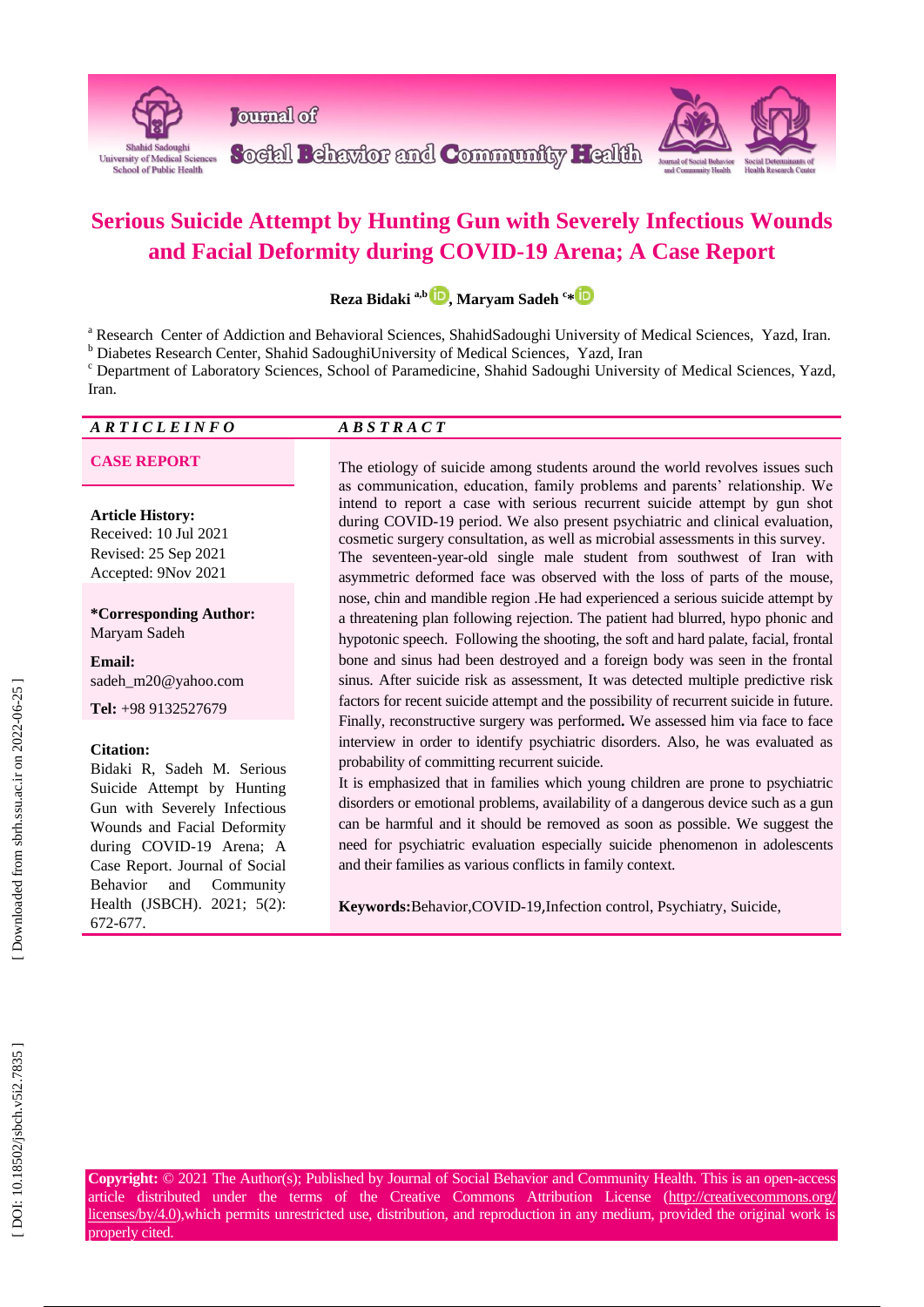# Serious Suicide Attempt by Hunting Gun with Severely Infectious Wounds and Facial Deformity during COVID-19 Arena; A Case Report

**Reza Bidaki** [a,b], **Maryam Sadeh** [c*]

[a] Research Center of Addiction and Behavioral Sciences, ShahidSadoughi University of Medical Sciences, Yazd, Iran.
[b] Diabetes Research Center, Shahid SadoughiUniversity of Medical Sciences, Yazd, Iran
[c] Department of Laboratory Sciences, School of Paramedicine, Shahid Sadoughi University of Medical Sciences, Yazd, Iran.

## ARTICLE INFO

**CASE REPORT**

**Article History:**
Received: 10 Jul 2021
Revised: 25 Sep 2021
Accepted: 9Nov 2021

**\*Corresponding Author:**
Maryam Sadeh

**Email:**
sadeh_m20@yahoo.com

**Tel:** +98 9132527679

**Citation:**
Bidaki R, Sadeh M. Serious Suicide Attempt by Hunting Gun with Severely Infectious Wounds and Facial Deformity during COVID-19 Arena; A Case Report. Journal of Social Behavior and Community Health (JSBCH). 2021; 5(2): 672-677.

## ABSTRACT

The etiology of suicide among students around the world revolves issues such as communication, education, family problems and parents' relationship. We intend to report a case with serious recurrent suicide attempt by gun shot during COVID-19 period. We also present psychiatric and clinical evaluation, cosmetic surgery consultation, as well as microbial assessments in this survey.
The seventeen-year-old single male student from southwest of Iran with asymmetric deformed face was observed with the loss of parts of the mouse, nose, chin and mandible region .He had experienced a serious suicide attempt by a threatening plan following rejection. The patient had blurred, hypo phonic and hypotonic speech. Following the shooting, the soft and hard palate, facial, frontal bone and sinus had been destroyed and a foreign body was seen in the frontal sinus. After suicide risk as assessment, It was detected multiple predictive risk factors for recent suicide attempt and the possibility of recurrent suicide in future. Finally, reconstructive surgery was performed**.** We assessed him via face to face interview in order to identify psychiatric disorders. Also, he was evaluated as probability of committing recurrent suicide.
It is emphasized that in families which young children are prone to psychiatric disorders or emotional problems, availability of a dangerous device such as a gun can be harmful and it should be removed as soon as possible. We suggest the need for psychiatric evaluation especially suicide phenomenon in adolescents and their families as various conflicts in family context.

**Keywords:**Behavior,COVID-19,Infection control, Psychiatry, Suicide,

**Copyright:** © 2021 The Author(s); Published by Journal of Social Behavior and Community Health. This is an open-access article distributed under the terms of the Creative Commons Attribution License (http://creativecommons.org/licenses/by/4.0),which permits unrestricted use, distribution, and reproduction in any medium, provided the original work is properly cited.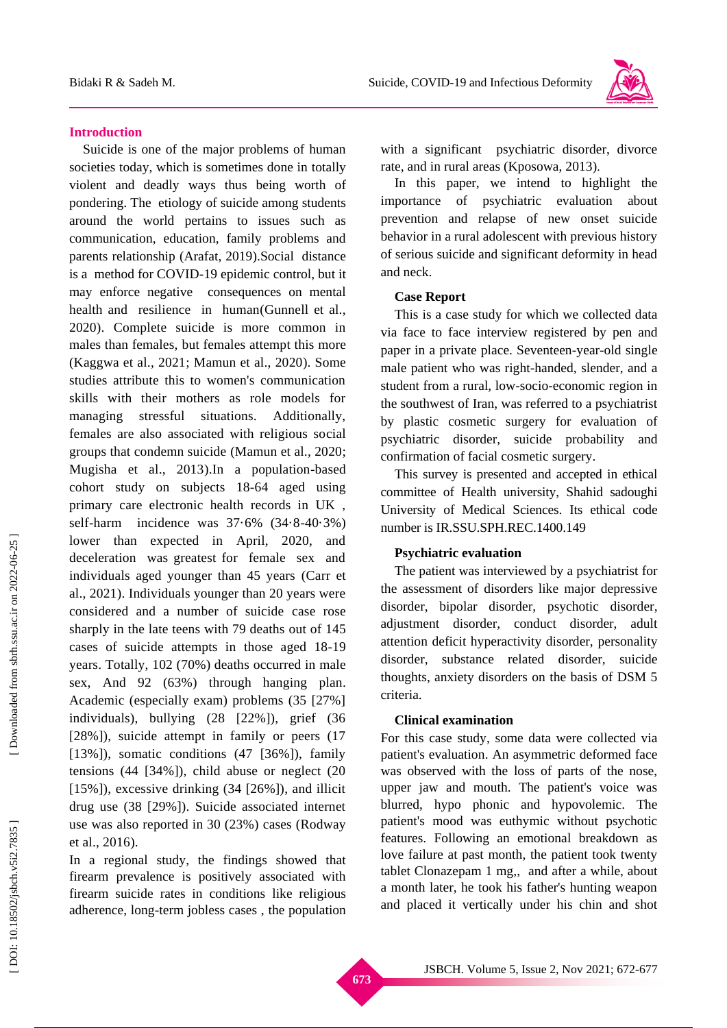## Introduction

Suicide is one of the major problems of human societies today, which is sometimes done in totally violent and deadly ways thus being worth of pondering. The etiology of suicide among students around the world pertains to issues such as communication, education, family problems and parents relationship (Arafat, 2019).Social distance is a method for COVID-19 epidemic control, but it may enforce negative consequences on mental health and resilience in human(Gunnell et al., 2020). Complete suicide is more common in males than females, but females attempt this more (Kaggwa et al., 2021; Mamun et al., 2020). Some studies attribute this to women's communication skills with their mothers as role models for managing stressful situations. Additionally, females are also associated with religious social groups that condemn suicide (Mamun et al., 2020; Mugisha et al., 2013).In a population-based cohort study on subjects 18-64 aged using primary care electronic health records in UK , self-harm incidence was 37·6% (34·8-40·3%) lower than expected in April, 2020, and deceleration was greatest for female sex and individuals aged younger than 45 years (Carr et al., 2021). Individuals younger than 20 years were considered and a number of suicide case rose sharply in the late teens with 79 deaths out of 145 cases of suicide attempts in those aged 18-19 years. Totally, 102 (70%) deaths occurred in male sex, And 92 (63%) through hanging plan. Academic (especially exam) problems (35 [27%] individuals), bullying (28 [22%]), grief (36 [28%]), suicide attempt in family or peers (17 [13%]), somatic conditions (47 [36%]), family tensions (44 [34%]), child abuse or neglect (20 [15%]), excessive drinking (34 [26%]), and illicit drug use (38 [29%]). Suicide associated internet use was also reported in 30 (23%) cases (Rodway et al., 2016).

In a regional study, the findings showed that firearm prevalence is positively associated with firearm suicide rates in conditions like religious adherence, long-term jobless cases , the population with a significant psychiatric disorder, divorce rate, and in rural areas (Kposowa, 2013).

In this paper, we intend to highlight the importance of psychiatric evaluation about prevention and relapse of new onset suicide behavior in a rural adolescent with previous history of serious suicide and significant deformity in head and neck.

### Case Report

This is a case study for which we collected data via face to face interview registered by pen and paper in a private place. Seventeen-year-old single male patient who was right-handed, slender, and a student from a rural, low-socio-economic region in the southwest of Iran, was referred to a psychiatrist by plastic cosmetic surgery for evaluation of psychiatric disorder, suicide probability and confirmation of facial cosmetic surgery.

This survey is presented and accepted in ethical committee of Health university, Shahid sadoughi University of Medical Sciences. Its ethical code number is IR.SSU.SPH.REC.1400.149

### Psychiatric evaluation

The patient was interviewed by a psychiatrist for the assessment of disorders like major depressive disorder, bipolar disorder, psychotic disorder, adjustment disorder, conduct disorder, adult attention deficit hyperactivity disorder, personality disorder, substance related disorder, suicide thoughts, anxiety disorders on the basis of DSM 5 criteria.

### Clinical examination

For this case study, some data were collected via patient's evaluation. An asymmetric deformed face was observed with the loss of parts of the nose, upper jaw and mouth. The patient's voice was blurred, hypo phonic and hypovolemic. The patient's mood was euthymic without psychotic features. Following an emotional breakdown as love failure at past month, the patient took twenty tablet Clonazepam 1 mg,, and after a while, about a month later, he took his father's hunting weapon and placed it vertically under his chin and shot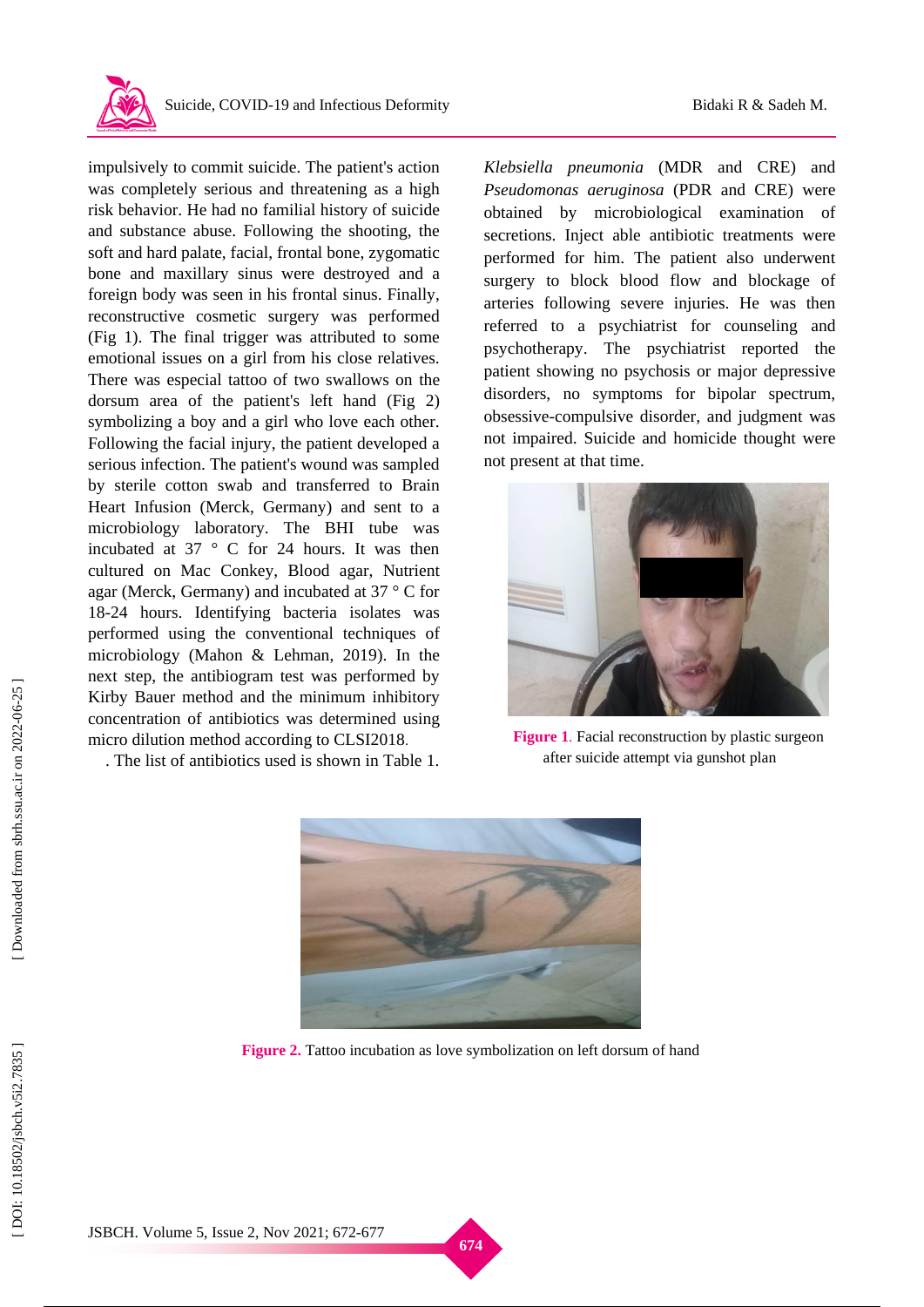impulsively to commit suicide. The patient's action was completely serious and threatening as a high risk behavior. He had no familial history of suicide and substance abuse. Following the shooting, the soft and hard palate, facial, frontal bone, zygomatic bone and maxillary sinus were destroyed and a foreign body was seen in his frontal sinus. Finally, reconstructive cosmetic surgery was performed (Fig 1). The final trigger was attributed to some emotional issues on a girl from his close relatives. There was especial tattoo of two swallows on the dorsum area of the patient's left hand (Fig 2) symbolizing a boy and a girl who love each other. Following the facial injury, the patient developed a serious infection. The patient's wound was sampled by sterile cotton swab and transferred to Brain Heart Infusion (Merck, Germany) and sent to a microbiology laboratory. The BHI tube was incubated at 37 ° C for 24 hours. It was then cultured on Mac Conkey, Blood agar, Nutrient agar (Merck, Germany) and incubated at 37 ° C for 18-24 hours. Identifying bacteria isolates was performed using the conventional techniques of microbiology (Mahon & Lehman, 2019). In the next step, the antibiogram test was performed by Kirby Bauer method and the minimum inhibitory concentration of antibiotics was determined using micro dilution method according to CLSI2018.

. The list of antibiotics used is shown in Table 1.

*Klebsiella pneumonia* (MDR and CRE) and *Pseudomonas aeruginosa* (PDR and CRE) were obtained by microbiological examination of secretions. Inject able antibiotic treatments were performed for him. The patient also underwent surgery to block blood flow and blockage of arteries following severe injuries. He was then referred to a psychiatrist for counseling and psychotherapy. The psychiatrist reported the patient showing no psychosis or major depressive disorders, no symptoms for bipolar spectrum, obsessive-compulsive disorder, and judgment was not impaired. Suicide and homicide thought were not present at that time.

**Figure 1**. Facial reconstruction by plastic surgeon after suicide attempt via gunshot plan

**Figure 2.** Tattoo incubation as love symbolization on left dorsum of hand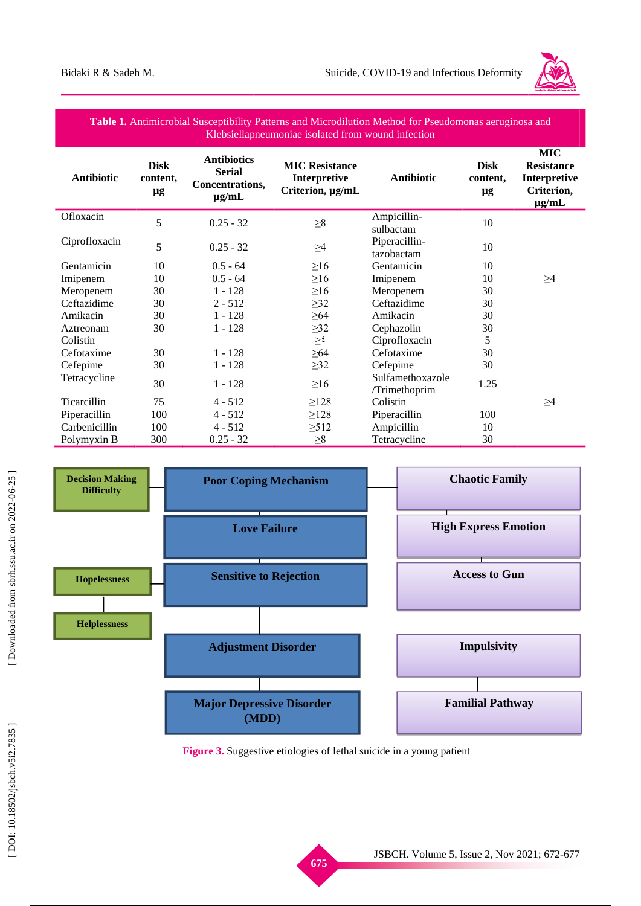**Table 1.** Antimicrobial Susceptibility Patterns and Microdilution Method for Pseudomonas aeruginosa and Klebsiellapneumoniae isolated from wound infection

| Antibiotic | Disk content, µg | Antibiotics Serial Concentrations, µg/mL | MIC Resistance Interpretive Criterion, µg/mL | Antibiotic | Disk content, µg | MIC Resistance Interpretive Criterion, µg/mL |
|---|---|---|---|---|---|---|
| Ofloxacin | 5 | 0.25 - 32 | ≥8 | Ampicillin-sulbactam | 10 | |
| Ciprofloxacin | 5 | 0.25 - 32 | ≥4 | Piperacillin-tazobactam | 10 | |
| Gentamicin | 10 | 0.5 - 64 | ≥16 | Gentamicin | 10 | |
| Imipenem | 10 | 0.5 - 64 | ≥16 | Imipenem | 10 | ≥4 |
| Meropenem | 30 | 1 - 128 | ≥16 | Meropenem | 30 | |
| Ceftazidime | 30 | 2 - 512 | ≥32 | Ceftazidime | 30 | |
| Amikacin | 30 | 1 - 128 | ≥64 | Amikacin | 30 | |
| Aztreonam | 30 | 1 - 128 | ≥32 | Cephazolin | 30 | |
| Colistin | | | ≥٤ | Ciprofloxacin | 5 | |
| Cefotaxime | 30 | 1 - 128 | ≥64 | Cefotaxime | 30 | |
| Cefepime | 30 | 1 - 128 | ≥32 | Cefepime | 30 | |
| Tetracycline | 30 | 1 - 128 | ≥16 | Sulfamethoxazole /Trimethoprim | 1.25 | |
| Ticarcillin | 75 | 4 - 512 | ≥128 | Colistin | | ≥4 |
| Piperacillin | 100 | 4 - 512 | ≥128 | Piperacillin | 100 | |
| Carbenicillin | 100 | 4 - 512 | ≥512 | Ampicillin | 10 | |
| Polymyxin B | 300 | 0.25 - 32 | ≥8 | Tetracycline | 30 | |

**Decision Making Difficulty** — **Poor Coping Mechanism** — **Chaotic Family**

**Love Failure** — **High Express Emotion**

**Hopelessness** — **Sensitive to Rejection** — **Access to Gun**

**Helplessness**

**Adjustment Disorder** — **Impulsivity**

**Major Depressive Disorder (MDD)** — **Familial Pathway**

**Figure 3.** Suggestive etiologies of lethal suicide in a young patient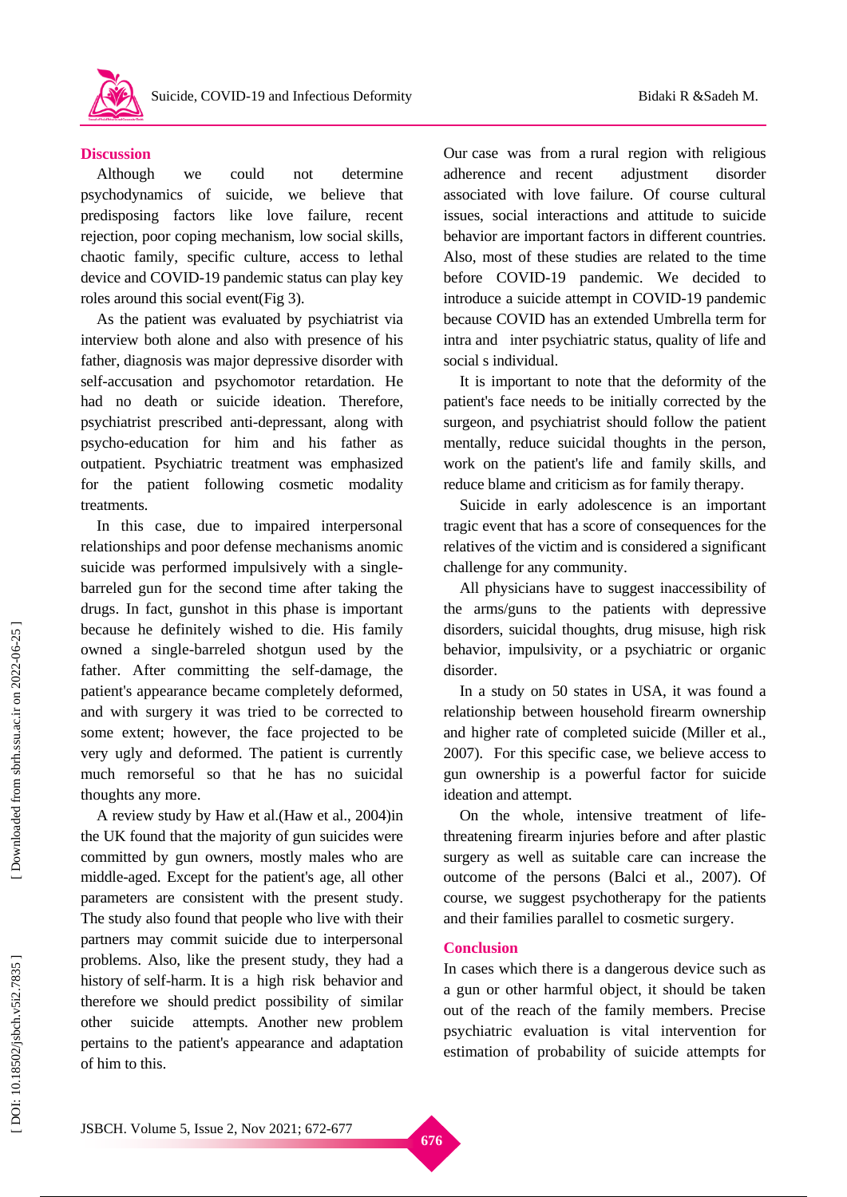## Discussion

Although we could not determine psychodynamics of suicide, we believe that predisposing factors like love failure, recent rejection, poor coping mechanism, low social skills, chaotic family, specific culture, access to lethal device and COVID-19 pandemic status can play key roles around this social event(Fig 3).

As the patient was evaluated by psychiatrist via interview both alone and also with presence of his father, diagnosis was major depressive disorder with self-accusation and psychomotor retardation. He had no death or suicide ideation. Therefore, psychiatrist prescribed anti-depressant, along with psycho-education for him and his father as outpatient. Psychiatric treatment was emphasized for the patient following cosmetic modality treatments.

In this case, due to impaired interpersonal relationships and poor defense mechanisms anomic suicide was performed impulsively with a single-barreled gun for the second time after taking the drugs. In fact, gunshot in this phase is important because he definitely wished to die. His family owned a single-barreled shotgun used by the father. After committing the self-damage, the patient's appearance became completely deformed, and with surgery it was tried to be corrected to some extent; however, the face projected to be very ugly and deformed. The patient is currently much remorseful so that he has no suicidal thoughts any more.

A review study by Haw et al.(Haw et al., 2004)in the UK found that the majority of gun suicides were committed by gun owners, mostly males who are middle-aged. Except for the patient's age, all other parameters are consistent with the present study. The study also found that people who live with their partners may commit suicide due to interpersonal problems. Also, like the present study, they had a history of self-harm. It is a high risk behavior and therefore we should predict possibility of similar other suicide attempts. Another new problem pertains to the patient's appearance and adaptation of him to this.

Our case was from a rural region with religious adherence and recent adjustment disorder associated with love failure. Of course cultural issues, social interactions and attitude to suicide behavior are important factors in different countries. Also, most of these studies are related to the time before COVID-19 pandemic. We decided to introduce a suicide attempt in COVID-19 pandemic because COVID has an extended Umbrella term for intra and inter psychiatric status, quality of life and social s individual.

It is important to note that the deformity of the patient's face needs to be initially corrected by the surgeon, and psychiatrist should follow the patient mentally, reduce suicidal thoughts in the person, work on the patient's life and family skills, and reduce blame and criticism as for family therapy.

Suicide in early adolescence is an important tragic event that has a score of consequences for the relatives of the victim and is considered a significant challenge for any community.

All physicians have to suggest inaccessibility of the arms/guns to the patients with depressive disorders, suicidal thoughts, drug misuse, high risk behavior, impulsivity, or a psychiatric or organic disorder.

In a study on 50 states in USA, it was found a relationship between household firearm ownership and higher rate of completed suicide (Miller et al., 2007). For this specific case, we believe access to gun ownership is a powerful factor for suicide ideation and attempt.

On the whole, intensive treatment of life-threatening firearm injuries before and after plastic surgery as well as suitable care can increase the outcome of the persons (Balci et al., 2007). Of course, we suggest psychotherapy for the patients and their families parallel to cosmetic surgery.

## Conclusion

In cases which there is a dangerous device such as a gun or other harmful object, it should be taken out of the reach of the family members. Precise psychiatric evaluation is vital intervention for estimation of probability of suicide attempts for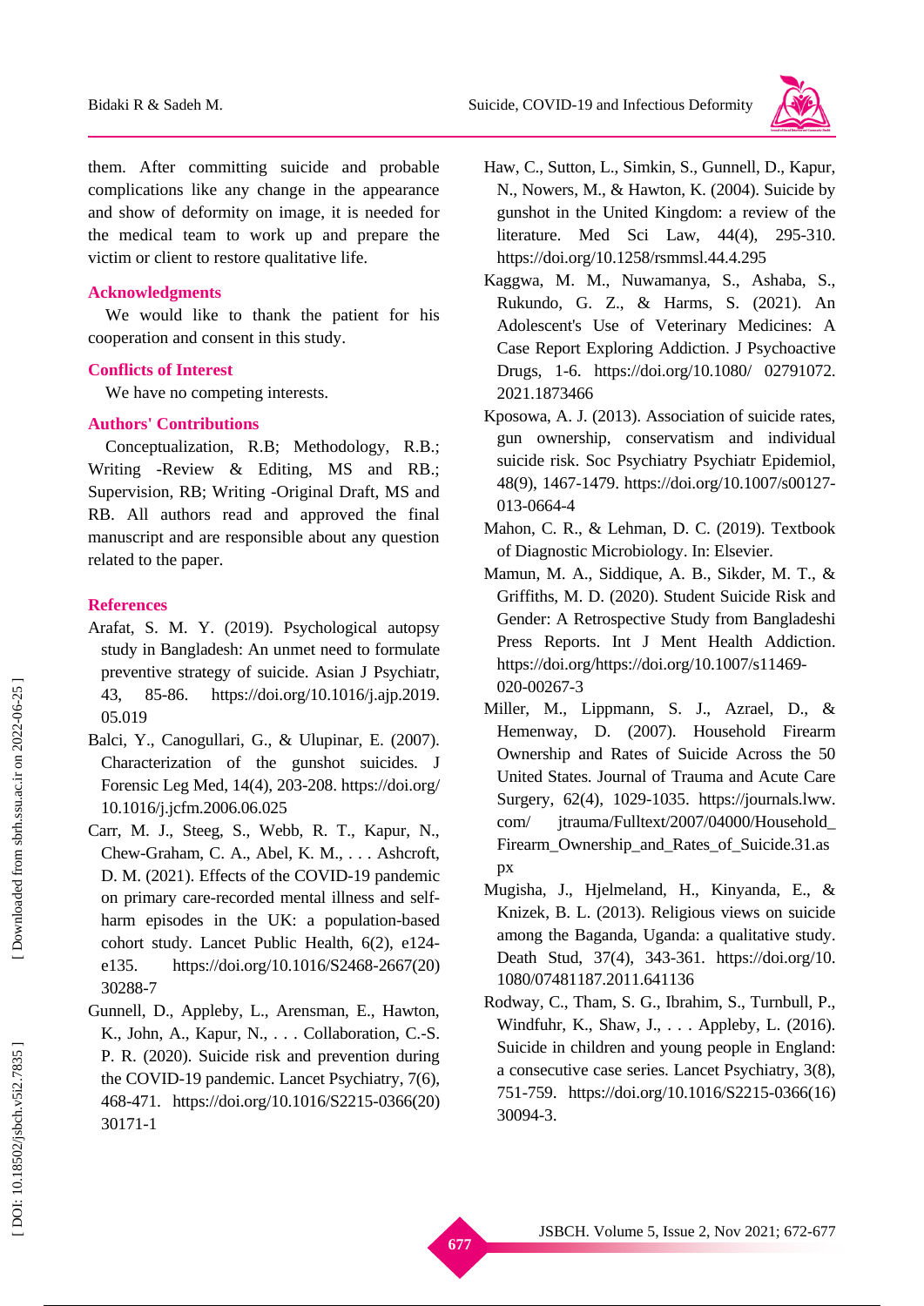them. After committing suicide and probable complications like any change in the appearance and show of deformity on image, it is needed for the medical team to work up and prepare the victim or client to restore qualitative life.

## Acknowledgments

We would like to thank the patient for his cooperation and consent in this study.

## Conflicts of Interest

We have no competing interests.

## Authors' Contributions

Conceptualization, R.B; Methodology, R.B.; Writing -Review & Editing, MS and RB.; Supervision, RB; Writing -Original Draft, MS and RB. All authors read and approved the final manuscript and are responsible about any question related to the paper.

## References

Arafat, S. M. Y. (2019). Psychological autopsy study in Bangladesh: An unmet need to formulate preventive strategy of suicide. Asian J Psychiatr, 43, 85-86. https://doi.org/10.1016/j.ajp.2019.05.019

Balci, Y., Canogullari, G., & Ulupinar, E. (2007). Characterization of the gunshot suicides. J Forensic Leg Med, 14(4), 203-208. https://doi.org/10.1016/j.jcfm.2006.06.025

Carr, M. J., Steeg, S., Webb, R. T., Kapur, N., Chew-Graham, C. A., Abel, K. M., . . . Ashcroft, D. M. (2021). Effects of the COVID-19 pandemic on primary care-recorded mental illness and self-harm episodes in the UK: a population-based cohort study. Lancet Public Health, 6(2), e124-e135. https://doi.org/10.1016/S2468-2667(20)30288-7

Gunnell, D., Appleby, L., Arensman, E., Hawton, K., John, A., Kapur, N., . . . Collaboration, C.-S. P. R. (2020). Suicide risk and prevention during the COVID-19 pandemic. Lancet Psychiatry, 7(6), 468-471. https://doi.org/10.1016/S2215-0366(20)30171-1

Haw, C., Sutton, L., Simkin, S., Gunnell, D., Kapur, N., Nowers, M., & Hawton, K. (2004). Suicide by gunshot in the United Kingdom: a review of the literature. Med Sci Law, 44(4), 295-310. https://doi.org/10.1258/rsmmsl.44.4.295

Kaggwa, M. M., Nuwamanya, S., Ashaba, S., Rukundo, G. Z., & Harms, S. (2021). An Adolescent's Use of Veterinary Medicines: A Case Report Exploring Addiction. J Psychoactive Drugs, 1-6. https://doi.org/10.1080/ 02791072.2021.1873466

Kposowa, A. J. (2013). Association of suicide rates, gun ownership, conservatism and individual suicide risk. Soc Psychiatry Psychiatr Epidemiol, 48(9), 1467-1479. https://doi.org/10.1007/s00127-013-0664-4

Mahon, C. R., & Lehman, D. C. (2019). Textbook of Diagnostic Microbiology. In: Elsevier.

Mamun, M. A., Siddique, A. B., Sikder, M. T., & Griffiths, M. D. (2020). Student Suicide Risk and Gender: A Retrospective Study from Bangladeshi Press Reports. Int J Ment Health Addiction. https://doi.org/https://doi.org/10.1007/s11469-020-00267-3

Miller, M., Lippmann, S. J., Azrael, D., & Hemenway, D. (2007). Household Firearm Ownership and Rates of Suicide Across the 50 United States. Journal of Trauma and Acute Care Surgery, 62(4), 1029-1035. https://journals.lww.com/ jtrauma/Fulltext/2007/04000/Household_Firearm_Ownership_and_Rates_of_Suicide.31.aspx

Mugisha, J., Hjelmeland, H., Kinyanda, E., & Knizek, B. L. (2013). Religious views on suicide among the Baganda, Uganda: a qualitative study. Death Stud, 37(4), 343-361. https://doi.org/10.1080/07481187.2011.641136

Rodway, C., Tham, S. G., Ibrahim, S., Turnbull, P., Windfuhr, K., Shaw, J., . . . Appleby, L. (2016). Suicide in children and young people in England: a consecutive case series. Lancet Psychiatry, 3(8), 751-759. https://doi.org/10.1016/S2215-0366(16)30094-3.